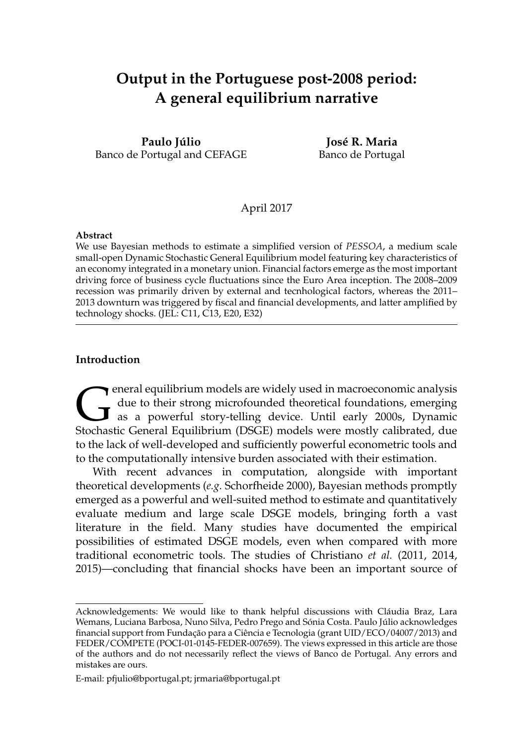# Output in the Portuguese post-2008 period: A general equilibrium narrative

**Paulo Júlio**
Banco de Portugal and CEFAGE

**José R. Maria**
Banco de Portugal

April 2017

**Abstract**
We use Bayesian methods to estimate a simplified version of *PESSOA*, a medium scale small-open Dynamic Stochastic General Equilibrium model featuring key characteristics of an economy integrated in a monetary union. Financial factors emerge as the most important driving force of business cycle fluctuations since the Euro Area inception. The 2008–2009 recession was primarily driven by external and tecnhological factors, whereas the 2011–2013 downturn was triggered by fiscal and financial developments, and latter amplified by technology shocks. (JEL: C11, C13, E20, E32)

## Introduction

General equilibrium models are widely used in macroeconomic analysis due to their strong microfounded theoretical foundations, emerging as a powerful story-telling device. Until early 2000s, Dynamic Stochastic General Equilibrium (DSGE) models were mostly calibrated, due to the lack of well-developed and sufficiently powerful econometric tools and to the computationally intensive burden associated with their estimation.

With recent advances in computation, alongside with important theoretical developments (*e.g.* Schorfheide 2000), Bayesian methods promptly emerged as a powerful and well-suited method to estimate and quantitatively evaluate medium and large scale DSGE models, bringing forth a vast literature in the field. Many studies have documented the empirical possibilities of estimated DSGE models, even when compared with more traditional econometric tools. The studies of Christiano *et al.* (2011, 2014, 2015)—concluding that financial shocks have been an important source of

---

Acknowledgements: We would like to thank helpful discussions with Cláudia Braz, Lara Wemans, Luciana Barbosa, Nuno Silva, Pedro Prego and Sónia Costa. Paulo Júlio acknowledges financial support from Fundação para a Ciência e Tecnologia (grant UID/ECO/04007/2013) and FEDER/COMPETE (POCI-01-0145-FEDER-007659). The views expressed in this article are those of the authors and do not necessarily reflect the views of Banco de Portugal. Any errors and mistakes are ours.

E-mail: pfjulio@bportugal.pt; jrmaria@bportugal.pt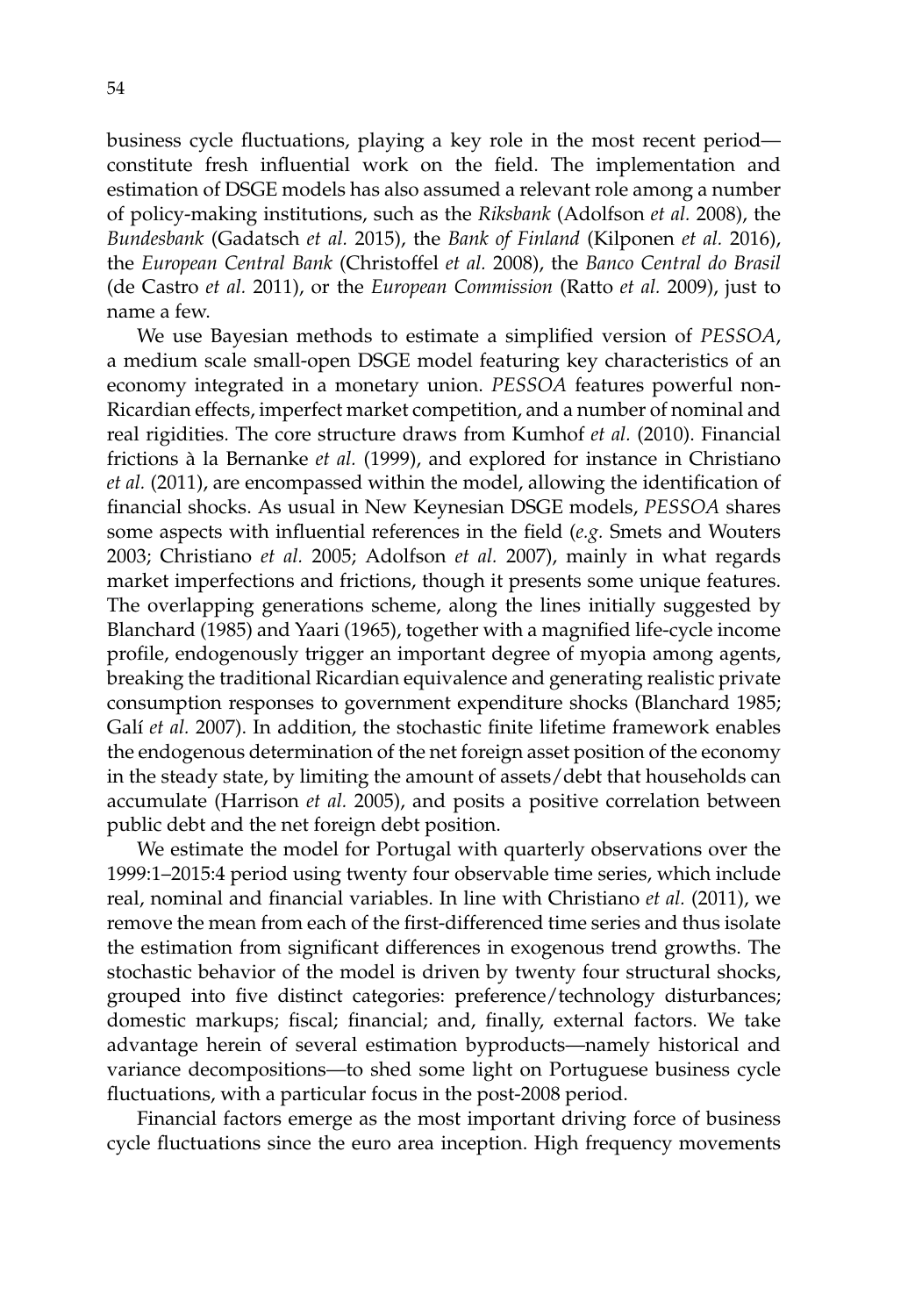business cycle fluctuations, playing a key role in the most recent period—constitute fresh influential work on the field. The implementation and estimation of DSGE models has also assumed a relevant role among a number of policy-making institutions, such as the *Riksbank* (Adolfson *et al.* 2008), the *Bundesbank* (Gadatsch *et al.* 2015), the *Bank of Finland* (Kilponen *et al.* 2016), the *European Central Bank* (Christoffel *et al.* 2008), the *Banco Central do Brasil* (de Castro *et al.* 2011), or the *European Commission* (Ratto *et al.* 2009), just to name a few.

We use Bayesian methods to estimate a simplified version of *PESSOA*, a medium scale small-open DSGE model featuring key characteristics of an economy integrated in a monetary union. *PESSOA* features powerful non-Ricardian effects, imperfect market competition, and a number of nominal and real rigidities. The core structure draws from Kumhof *et al.* (2010). Financial frictions à la Bernanke *et al.* (1999), and explored for instance in Christiano *et al.* (2011), are encompassed within the model, allowing the identification of financial shocks. As usual in New Keynesian DSGE models, *PESSOA* shares some aspects with influential references in the field (*e.g.* Smets and Wouters 2003; Christiano *et al.* 2005; Adolfson *et al.* 2007), mainly in what regards market imperfections and frictions, though it presents some unique features. The overlapping generations scheme, along the lines initially suggested by Blanchard (1985) and Yaari (1965), together with a magnified life-cycle income profile, endogenously trigger an important degree of myopia among agents, breaking the traditional Ricardian equivalence and generating realistic private consumption responses to government expenditure shocks (Blanchard 1985; Galí *et al.* 2007). In addition, the stochastic finite lifetime framework enables the endogenous determination of the net foreign asset position of the economy in the steady state, by limiting the amount of assets/debt that households can accumulate (Harrison *et al.* 2005), and posits a positive correlation between public debt and the net foreign debt position.

We estimate the model for Portugal with quarterly observations over the 1999:1–2015:4 period using twenty four observable time series, which include real, nominal and financial variables. In line with Christiano *et al.* (2011), we remove the mean from each of the first-differenced time series and thus isolate the estimation from significant differences in exogenous trend growths. The stochastic behavior of the model is driven by twenty four structural shocks, grouped into five distinct categories: preference/technology disturbances; domestic markups; fiscal; financial; and, finally, external factors. We take advantage herein of several estimation byproducts—namely historical and variance decompositions—to shed some light on Portuguese business cycle fluctuations, with a particular focus in the post-2008 period.

Financial factors emerge as the most important driving force of business cycle fluctuations since the euro area inception. High frequency movements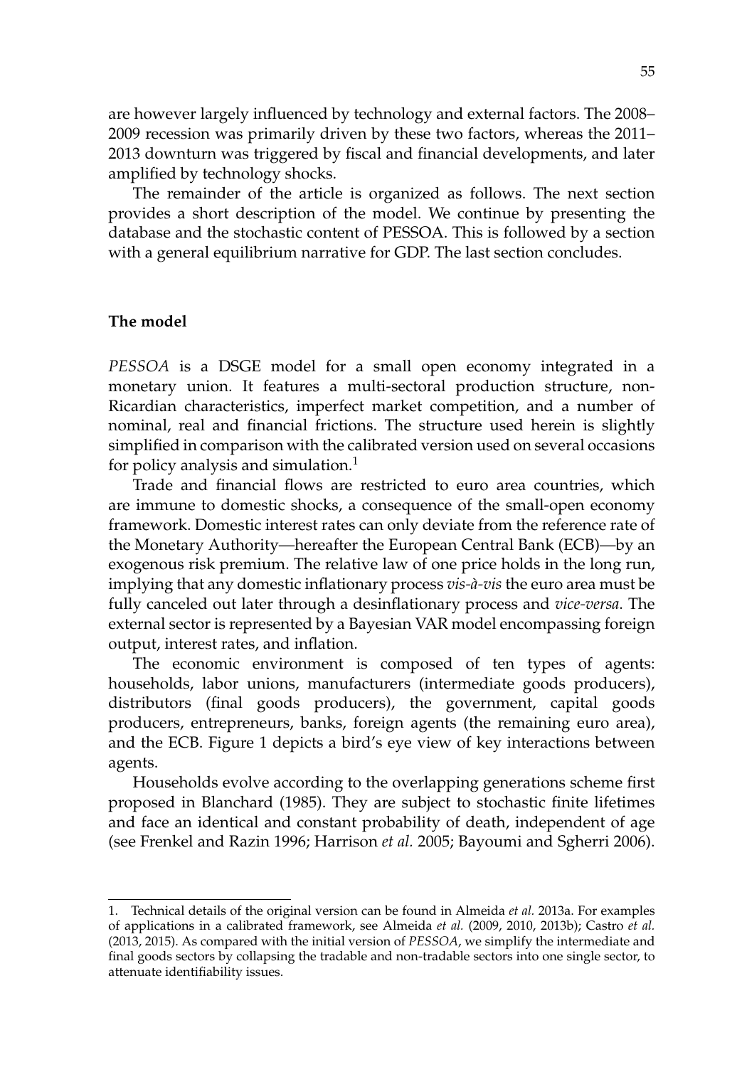are however largely influenced by technology and external factors. The 2008–2009 recession was primarily driven by these two factors, whereas the 2011–2013 downturn was triggered by fiscal and financial developments, and later amplified by technology shocks.

The remainder of the article is organized as follows. The next section provides a short description of the model. We continue by presenting the database and the stochastic content of PESSOA. This is followed by a section with a general equilibrium narrative for GDP. The last section concludes.

## The model

*PESSOA* is a DSGE model for a small open economy integrated in a monetary union. It features a multi-sectoral production structure, non-Ricardian characteristics, imperfect market competition, and a number of nominal, real and financial frictions. The structure used herein is slightly simplified in comparison with the calibrated version used on several occasions for policy analysis and simulation.[1]

Trade and financial flows are restricted to euro area countries, which are immune to domestic shocks, a consequence of the small-open economy framework. Domestic interest rates can only deviate from the reference rate of the Monetary Authority—hereafter the European Central Bank (ECB)—by an exogenous risk premium. The relative law of one price holds in the long run, implying that any domestic inflationary process *vis-à-vis* the euro area must be fully canceled out later through a desinflationary process and *vice-versa*. The external sector is represented by a Bayesian VAR model encompassing foreign output, interest rates, and inflation.

The economic environment is composed of ten types of agents: households, labor unions, manufacturers (intermediate goods producers), distributors (final goods producers), the government, capital goods producers, entrepreneurs, banks, foreign agents (the remaining euro area), and the ECB. Figure 1 depicts a bird's eye view of key interactions between agents.

Households evolve according to the overlapping generations scheme first proposed in Blanchard (1985). They are subject to stochastic finite lifetimes and face an identical and constant probability of death, independent of age (see Frenkel and Razin 1996; Harrison *et al.* 2005; Bayoumi and Sgherri 2006).

---

1. Technical details of the original version can be found in Almeida *et al.* 2013a. For examples of applications in a calibrated framework, see Almeida *et al.* (2009, 2010, 2013b); Castro *et al.* (2013, 2015). As compared with the initial version of *PESSOA*, we simplify the intermediate and final goods sectors by collapsing the tradable and non-tradable sectors into one single sector, to attenuate identifiability issues.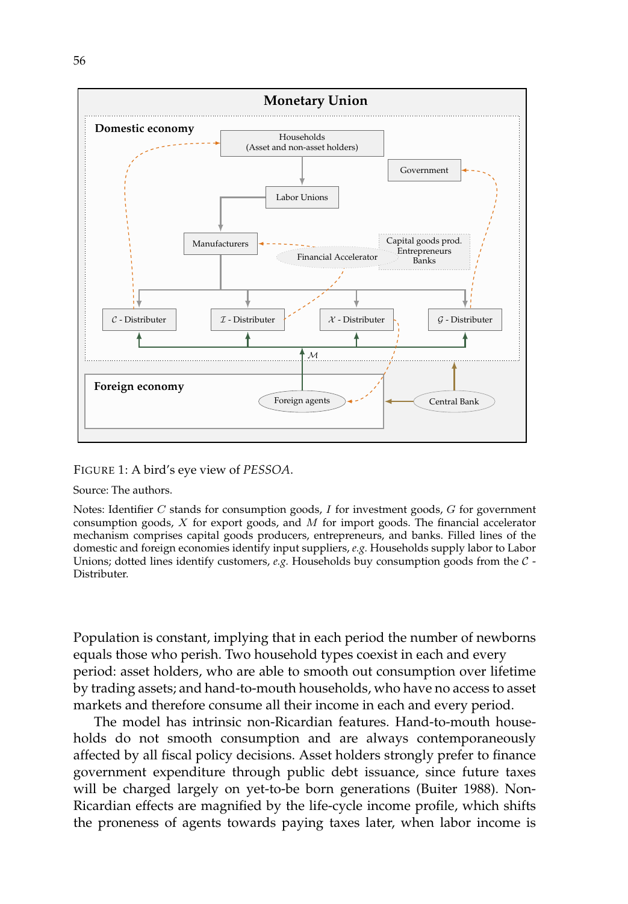FIGURE 1: A bird's eye view of *PESSOA*.

Source: The authors.

Notes: Identifier $C$ stands for consumption goods, $I$ for investment goods, $G$ for government consumption goods, $X$ for export goods, and $M$ for import goods. The financial accelerator mechanism comprises capital goods producers, entrepreneurs, and banks. Filled lines of the domestic and foreign economies identify input suppliers, *e.g.* Households supply labor to Labor Unions; dotted lines identify customers, *e.g.* Households buy consumption goods from the $\mathcal{C}$ - Distributer.

Population is constant, implying that in each period the number of newborns equals those who perish. Two household types coexist in each and every period: asset holders, who are able to smooth out consumption over lifetime by trading assets; and hand-to-mouth households, who have no access to asset markets and therefore consume all their income in each and every period.

The model has intrinsic non-Ricardian features. Hand-to-mouth households do not smooth consumption and are always contemporaneously affected by all fiscal policy decisions. Asset holders strongly prefer to finance government expenditure through public debt issuance, since future taxes will be charged largely on yet-to-be born generations (Buiter 1988). Non-Ricardian effects are magnified by the life-cycle income profile, which shifts the proneness of agents towards paying taxes later, when labor income is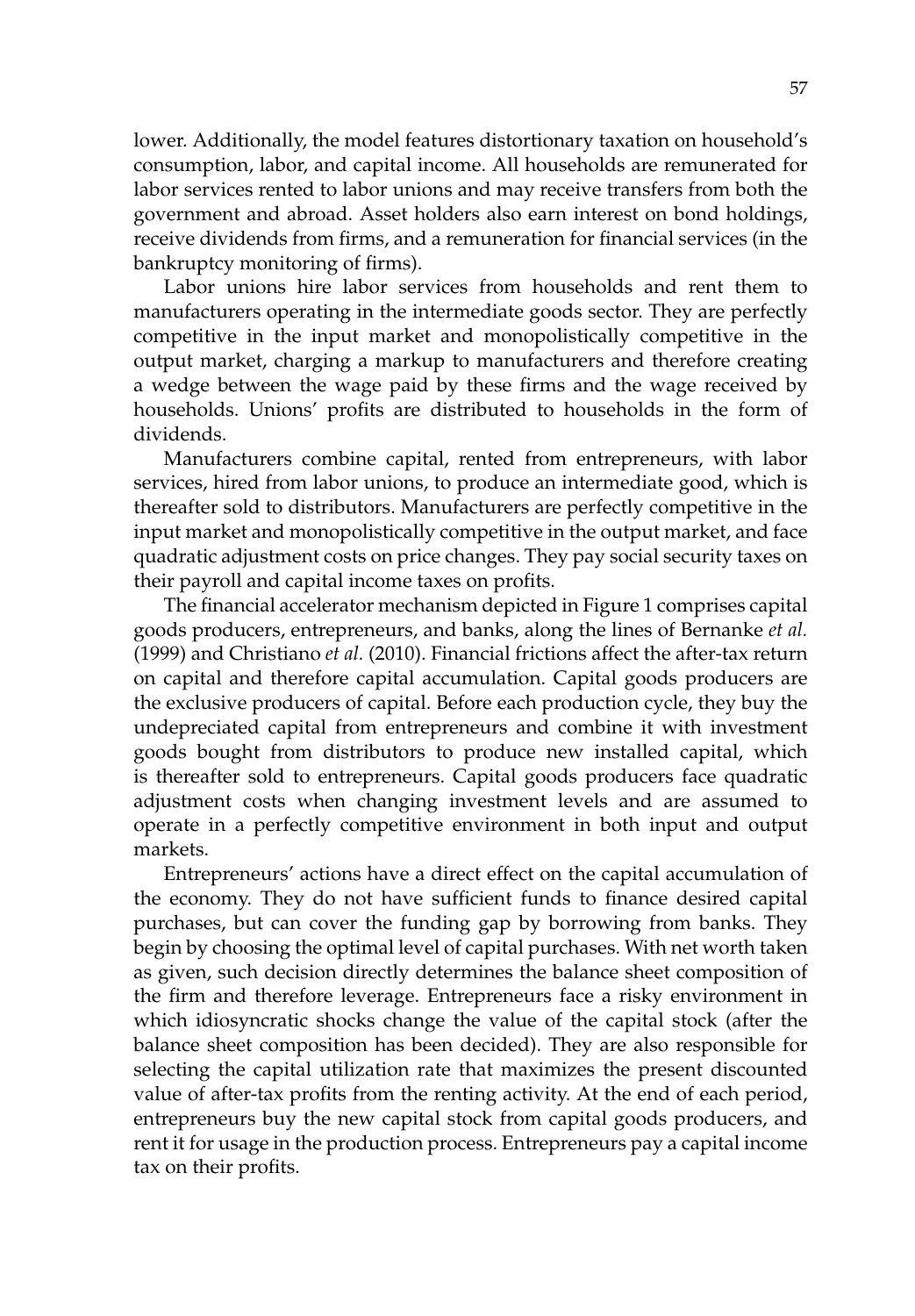lower. Additionally, the model features distortionary taxation on household's consumption, labor, and capital income. All households are remunerated for labor services rented to labor unions and may receive transfers from both the government and abroad. Asset holders also earn interest on bond holdings, receive dividends from firms, and a remuneration for financial services (in the bankruptcy monitoring of firms).

Labor unions hire labor services from households and rent them to manufacturers operating in the intermediate goods sector. They are perfectly competitive in the input market and monopolistically competitive in the output market, charging a markup to manufacturers and therefore creating a wedge between the wage paid by these firms and the wage received by households. Unions' profits are distributed to households in the form of dividends.

Manufacturers combine capital, rented from entrepreneurs, with labor services, hired from labor unions, to produce an intermediate good, which is thereafter sold to distributors. Manufacturers are perfectly competitive in the input market and monopolistically competitive in the output market, and face quadratic adjustment costs on price changes. They pay social security taxes on their payroll and capital income taxes on profits.

The financial accelerator mechanism depicted in Figure 1 comprises capital goods producers, entrepreneurs, and banks, along the lines of Bernanke *et al.* (1999) and Christiano *et al.* (2010). Financial frictions affect the after-tax return on capital and therefore capital accumulation. Capital goods producers are the exclusive producers of capital. Before each production cycle, they buy the undepreciated capital from entrepreneurs and combine it with investment goods bought from distributors to produce new installed capital, which is thereafter sold to entrepreneurs. Capital goods producers face quadratic adjustment costs when changing investment levels and are assumed to operate in a perfectly competitive environment in both input and output markets.

Entrepreneurs' actions have a direct effect on the capital accumulation of the economy. They do not have sufficient funds to finance desired capital purchases, but can cover the funding gap by borrowing from banks. They begin by choosing the optimal level of capital purchases. With net worth taken as given, such decision directly determines the balance sheet composition of the firm and therefore leverage. Entrepreneurs face a risky environment in which idiosyncratic shocks change the value of the capital stock (after the balance sheet composition has been decided). They are also responsible for selecting the capital utilization rate that maximizes the present discounted value of after-tax profits from the renting activity. At the end of each period, entrepreneurs buy the new capital stock from capital goods producers, and rent it for usage in the production process. Entrepreneurs pay a capital income tax on their profits.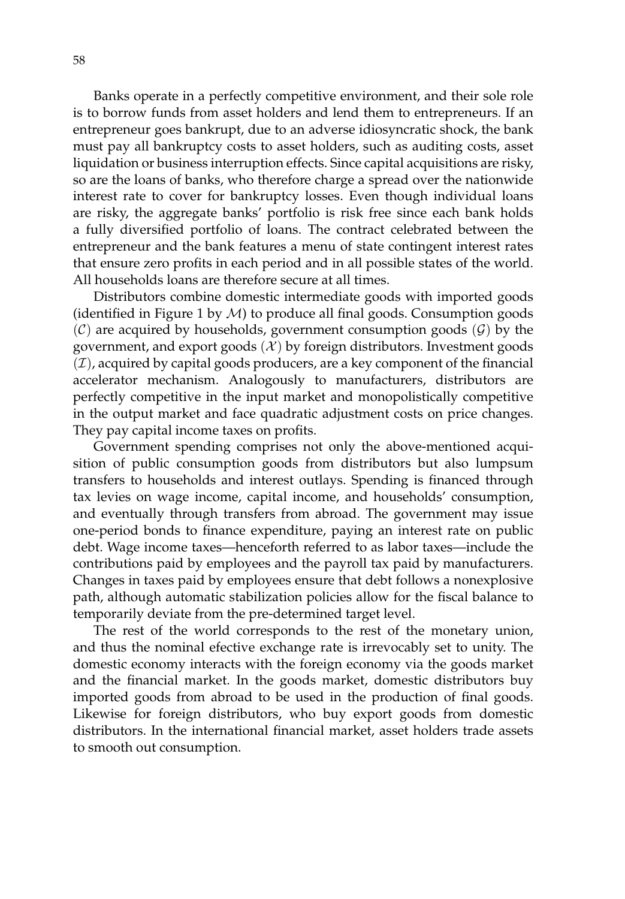Banks operate in a perfectly competitive environment, and their sole role is to borrow funds from asset holders and lend them to entrepreneurs. If an entrepreneur goes bankrupt, due to an adverse idiosyncratic shock, the bank must pay all bankruptcy costs to asset holders, such as auditing costs, asset liquidation or business interruption effects. Since capital acquisitions are risky, so are the loans of banks, who therefore charge a spread over the nationwide interest rate to cover for bankruptcy losses. Even though individual loans are risky, the aggregate banks' portfolio is risk free since each bank holds a fully diversified portfolio of loans. The contract celebrated between the entrepreneur and the bank features a menu of state contingent interest rates that ensure zero profits in each period and in all possible states of the world. All households loans are therefore secure at all times.

Distributors combine domestic intermediate goods with imported goods (identified in Figure 1 by $\mathcal{M}$) to produce all final goods. Consumption goods ($\mathcal{C}$) are acquired by households, government consumption goods ($\mathcal{G}$) by the government, and export goods ($\mathcal{X}$) by foreign distributors. Investment goods ($\mathcal{I}$), acquired by capital goods producers, are a key component of the financial accelerator mechanism. Analogously to manufacturers, distributors are perfectly competitive in the input market and monopolistically competitive in the output market and face quadratic adjustment costs on price changes. They pay capital income taxes on profits.

Government spending comprises not only the above-mentioned acquisition of public consumption goods from distributors but also lumpsum transfers to households and interest outlays. Spending is financed through tax levies on wage income, capital income, and households' consumption, and eventually through transfers from abroad. The government may issue one-period bonds to finance expenditure, paying an interest rate on public debt. Wage income taxes—henceforth referred to as labor taxes—include the contributions paid by employees and the payroll tax paid by manufacturers. Changes in taxes paid by employees ensure that debt follows a nonexplosive path, although automatic stabilization policies allow for the fiscal balance to temporarily deviate from the pre-determined target level.

The rest of the world corresponds to the rest of the monetary union, and thus the nominal efective exchange rate is irrevocably set to unity. The domestic economy interacts with the foreign economy via the goods market and the financial market. In the goods market, domestic distributors buy imported goods from abroad to be used in the production of final goods. Likewise for foreign distributors, who buy export goods from domestic distributors. In the international financial market, asset holders trade assets to smooth out consumption.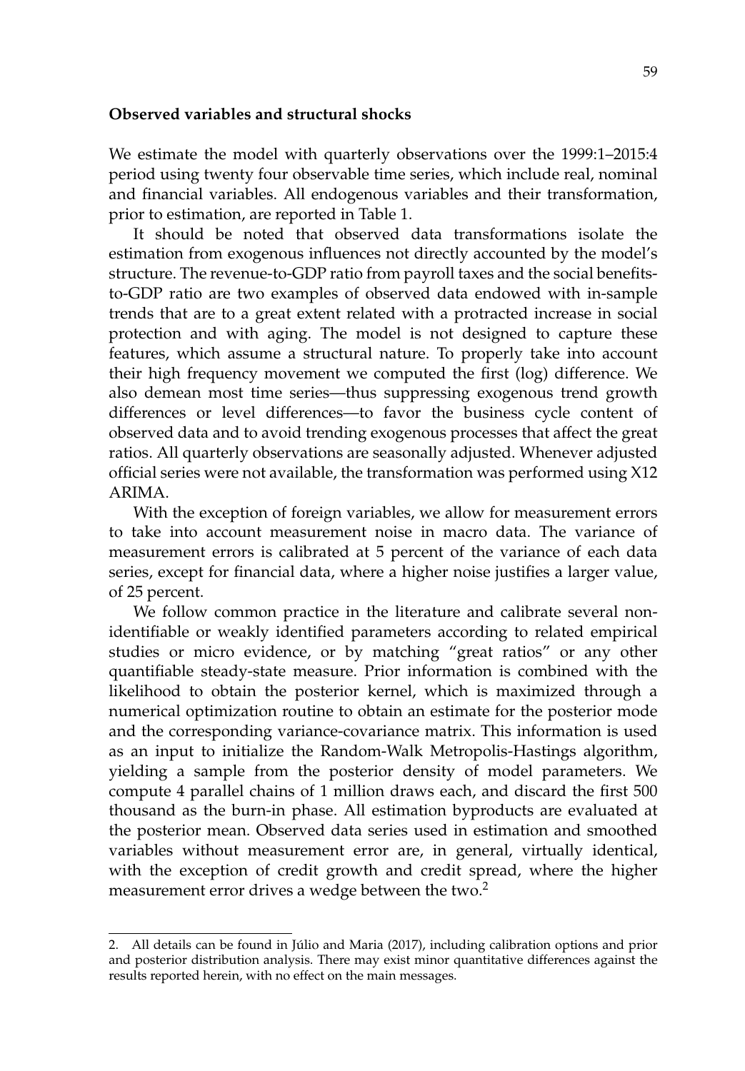**Observed variables and structural shocks**

We estimate the model with quarterly observations over the 1999:1–2015:4 period using twenty four observable time series, which include real, nominal and financial variables. All endogenous variables and their transformation, prior to estimation, are reported in Table 1.

It should be noted that observed data transformations isolate the estimation from exogenous influences not directly accounted by the model's structure. The revenue-to-GDP ratio from payroll taxes and the social benefits-to-GDP ratio are two examples of observed data endowed with in-sample trends that are to a great extent related with a protracted increase in social protection and with aging. The model is not designed to capture these features, which assume a structural nature. To properly take into account their high frequency movement we computed the first (log) difference. We also demean most time series—thus suppressing exogenous trend growth differences or level differences—to favor the business cycle content of observed data and to avoid trending exogenous processes that affect the great ratios. All quarterly observations are seasonally adjusted. Whenever adjusted official series were not available, the transformation was performed using X12 ARIMA.

With the exception of foreign variables, we allow for measurement errors to take into account measurement noise in macro data. The variance of measurement errors is calibrated at 5 percent of the variance of each data series, except for financial data, where a higher noise justifies a larger value, of 25 percent.

We follow common practice in the literature and calibrate several non-identifiable or weakly identified parameters according to related empirical studies or micro evidence, or by matching "great ratios" or any other quantifiable steady-state measure. Prior information is combined with the likelihood to obtain the posterior kernel, which is maximized through a numerical optimization routine to obtain an estimate for the posterior mode and the corresponding variance-covariance matrix. This information is used as an input to initialize the Random-Walk Metropolis-Hastings algorithm, yielding a sample from the posterior density of model parameters. We compute 4 parallel chains of 1 million draws each, and discard the first 500 thousand as the burn-in phase. All estimation byproducts are evaluated at the posterior mean. Observed data series used in estimation and smoothed variables without measurement error are, in general, virtually identical, with the exception of credit growth and credit spread, where the higher measurement error drives a wedge between the two.[2]

2. All details can be found in Júlio and Maria (2017), including calibration options and prior and posterior distribution analysis. There may exist minor quantitative differences against the results reported herein, with no effect on the main messages.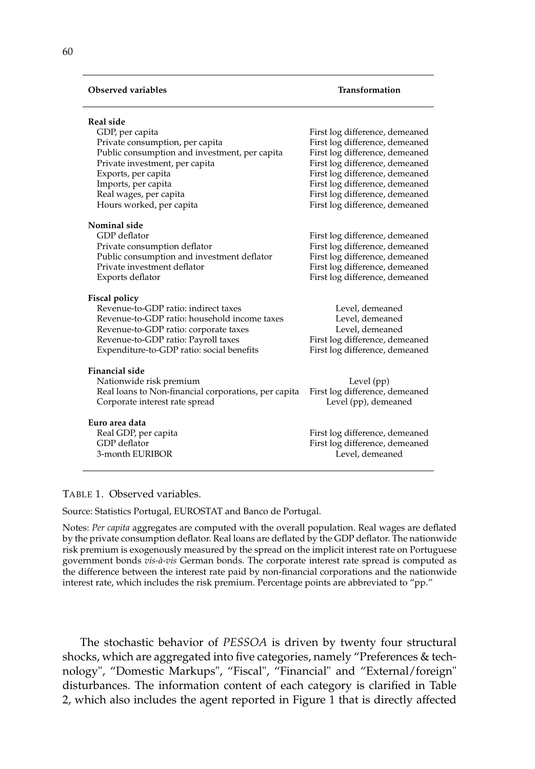| Observed variables | Transformation |
|---|---|
| **Real side** | |
| GDP, per capita | First log difference, demeaned |
| Private consumption, per capita | First log difference, demeaned |
| Public consumption and investment, per capita | First log difference, demeaned |
| Private investment, per capita | First log difference, demeaned |
| Exports, per capita | First log difference, demeaned |
| Imports, per capita | First log difference, demeaned |
| Real wages, per capita | First log difference, demeaned |
| Hours worked, per capita | First log difference, demeaned |
| **Nominal side** | |
| GDP deflator | First log difference, demeaned |
| Private consumption deflator | First log difference, demeaned |
| Public consumption and investment deflator | First log difference, demeaned |
| Private investment deflator | First log difference, demeaned |
| Exports deflator | First log difference, demeaned |
| **Fiscal policy** | |
| Revenue-to-GDP ratio: indirect taxes | Level, demeaned |
| Revenue-to-GDP ratio: household income taxes | Level, demeaned |
| Revenue-to-GDP ratio: corporate taxes | Level, demeaned |
| Revenue-to-GDP ratio: Payroll taxes | First log difference, demeaned |
| Expenditure-to-GDP ratio: social benefits | First log difference, demeaned |
| **Financial side** | |
| Nationwide risk premium | Level (pp) |
| Real loans to Non-financial corporations, per capita | First log difference, demeaned |
| Corporate interest rate spread | Level (pp), demeaned |
| **Euro area data** | |
| Real GDP, per capita | First log difference, demeaned |
| GDP deflator | First log difference, demeaned |
| 3-month EURIBOR | Level, demeaned |

TABLE 1. Observed variables.

Source: Statistics Portugal, EUROSTAT and Banco de Portugal.

Notes: *Per capita* aggregates are computed with the overall population. Real wages are deflated by the private consumption deflator. Real loans are deflated by the GDP deflator. The nationwide risk premium is exogenously measured by the spread on the implicit interest rate on Portuguese government bonds *vis-à-vis* German bonds. The corporate interest rate spread is computed as the difference between the interest rate paid by non-financial corporations and the nationwide interest rate, which includes the risk premium. Percentage points are abbreviated to "pp."

The stochastic behavior of *PESSOA* is driven by twenty four structural shocks, which are aggregated into five categories, namely "Preferences & technology", "Domestic Markups", "Fiscal", "Financial" and "External/foreign" disturbances. The information content of each category is clarified in Table 2, which also includes the agent reported in Figure 1 that is directly affected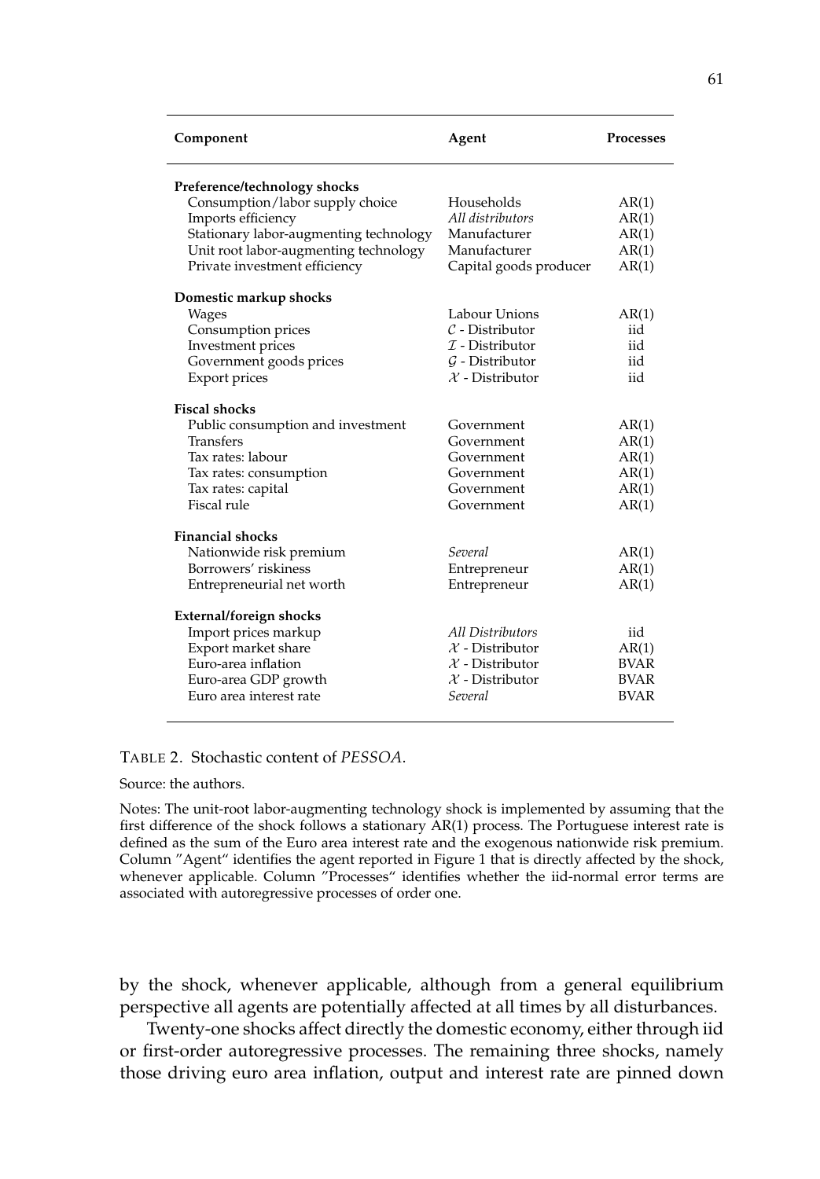| Component | Agent | Processes |
|---|---|---|
| **Preference/technology shocks** | | |
| Consumption/labor supply choice | Households | AR(1) |
| Imports efficiency | *All distributors* | AR(1) |
| Stationary labor-augmenting technology | Manufacturer | AR(1) |
| Unit root labor-augmenting technology | Manufacturer | AR(1) |
| Private investment efficiency | Capital goods producer | AR(1) |
| **Domestic markup shocks** | | |
| Wages | Labour Unions | AR(1) |
| Consumption prices | $\mathcal{C}$ - Distributor | iid |
| Investment prices | $\mathcal{I}$ - Distributor | iid |
| Government goods prices | $\mathcal{G}$ - Distributor | iid |
| Export prices | $\mathcal{X}$ - Distributor | iid |
| **Fiscal shocks** | | |
| Public consumption and investment | Government | AR(1) |
| Transfers | Government | AR(1) |
| Tax rates: labour | Government | AR(1) |
| Tax rates: consumption | Government | AR(1) |
| Tax rates: capital | Government | AR(1) |
| Fiscal rule | Government | AR(1) |
| **Financial shocks** | | |
| Nationwide risk premium | *Several* | AR(1) |
| Borrowers' riskiness | Entrepreneur | AR(1) |
| Entrepreneurial net worth | Entrepreneur | AR(1) |
| **External/foreign shocks** | | |
| Import prices markup | *All Distributors* | iid |
| Export market share | $\mathcal{X}$ - Distributor | AR(1) |
| Euro-area inflation | $\mathcal{X}$ - Distributor | BVAR |
| Euro-area GDP growth | $\mathcal{X}$ - Distributor | BVAR |
| Euro area interest rate | *Several* | BVAR |

TABLE 2. Stochastic content of *PESSOA*.

Source: the authors.

Notes: The unit-root labor-augmenting technology shock is implemented by assuming that the first difference of the shock follows a stationary AR(1) process. The Portuguese interest rate is defined as the sum of the Euro area interest rate and the exogenous nationwide risk premium. Column "Agent" identifies the agent reported in Figure 1 that is directly affected by the shock, whenever applicable. Column "Processes" identifies whether the iid-normal error terms are associated with autoregressive processes of order one.

by the shock, whenever applicable, although from a general equilibrium perspective all agents are potentially affected at all times by all disturbances.

Twenty-one shocks affect directly the domestic economy, either through iid or first-order autoregressive processes. The remaining three shocks, namely those driving euro area inflation, output and interest rate are pinned down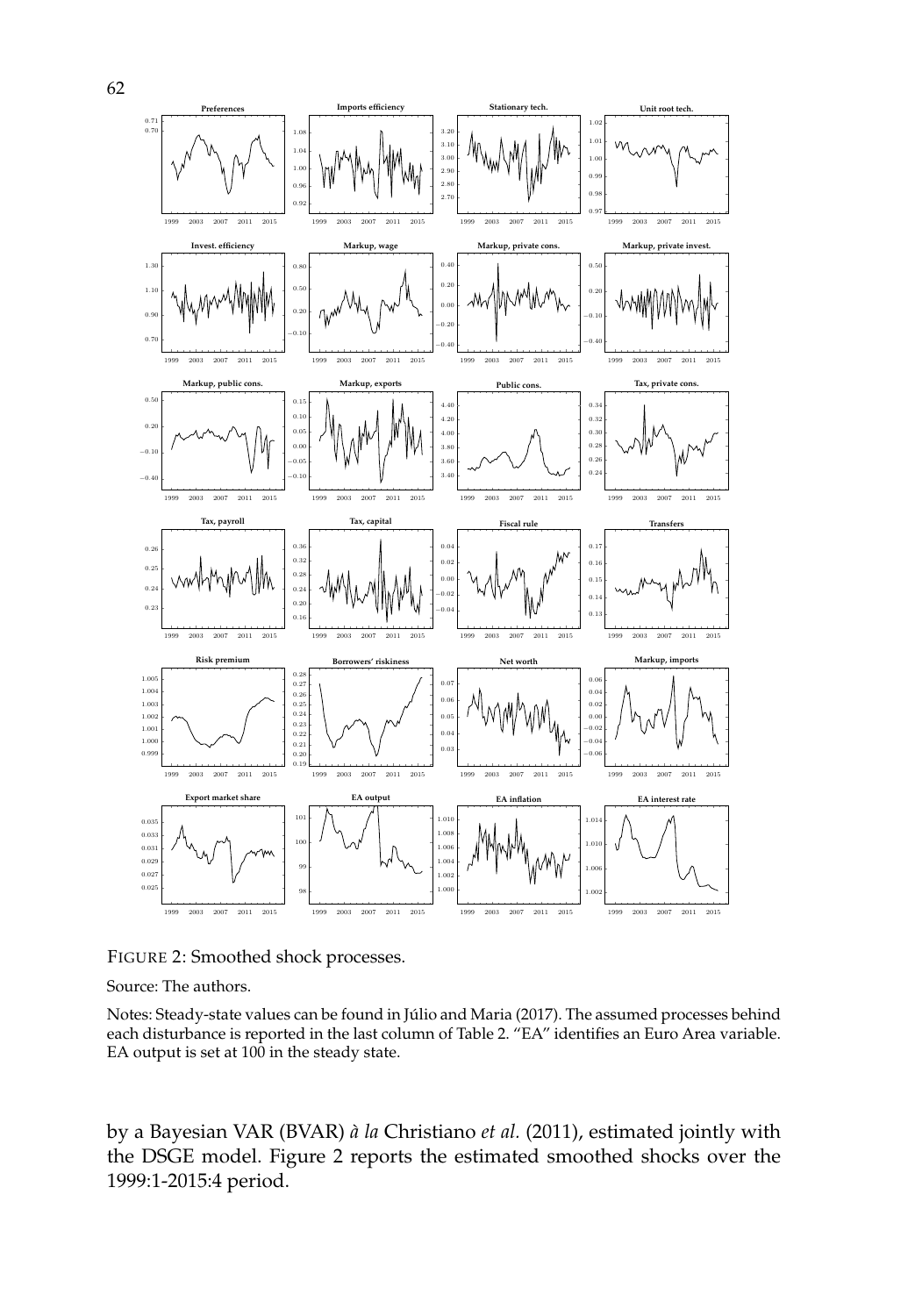FIGURE 2: Smoothed shock processes.

Source: The authors.

Notes: Steady-state values can be found in Júlio and Maria (2017). The assumed processes behind each disturbance is reported in the last column of Table 2. "EA" identifies an Euro Area variable. EA output is set at 100 in the steady state.

by a Bayesian VAR (BVAR) *à la* Christiano *et al.* (2011), estimated jointly with the DSGE model. Figure 2 reports the estimated smoothed shocks over the 1999:1-2015:4 period.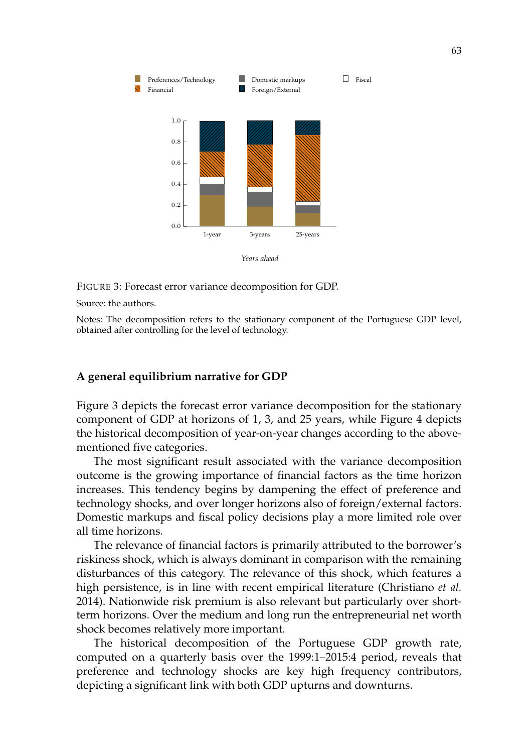FIGURE 3: Forecast error variance decomposition for GDP.

Source: the authors.

Notes: The decomposition refers to the stationary component of the Portuguese GDP level, obtained after controlling for the level of technology.

### A general equilibrium narrative for GDP

Figure 3 depicts the forecast error variance decomposition for the stationary component of GDP at horizons of 1, 3, and 25 years, while Figure 4 depicts the historical decomposition of year-on-year changes according to the above-mentioned five categories.

The most significant result associated with the variance decomposition outcome is the growing importance of financial factors as the time horizon increases. This tendency begins by dampening the effect of preference and technology shocks, and over longer horizons also of foreign/external factors. Domestic markups and fiscal policy decisions play a more limited role over all time horizons.

The relevance of financial factors is primarily attributed to the borrower's riskiness shock, which is always dominant in comparison with the remaining disturbances of this category. The relevance of this shock, which features a high persistence, is in line with recent empirical literature (Christiano *et al.* 2014). Nationwide risk premium is also relevant but particularly over short-term horizons. Over the medium and long run the entrepreneurial net worth shock becomes relatively more important.

The historical decomposition of the Portuguese GDP growth rate, computed on a quarterly basis over the 1999:1–2015:4 period, reveals that preference and technology shocks are key high frequency contributors, depicting a significant link with both GDP upturns and downturns.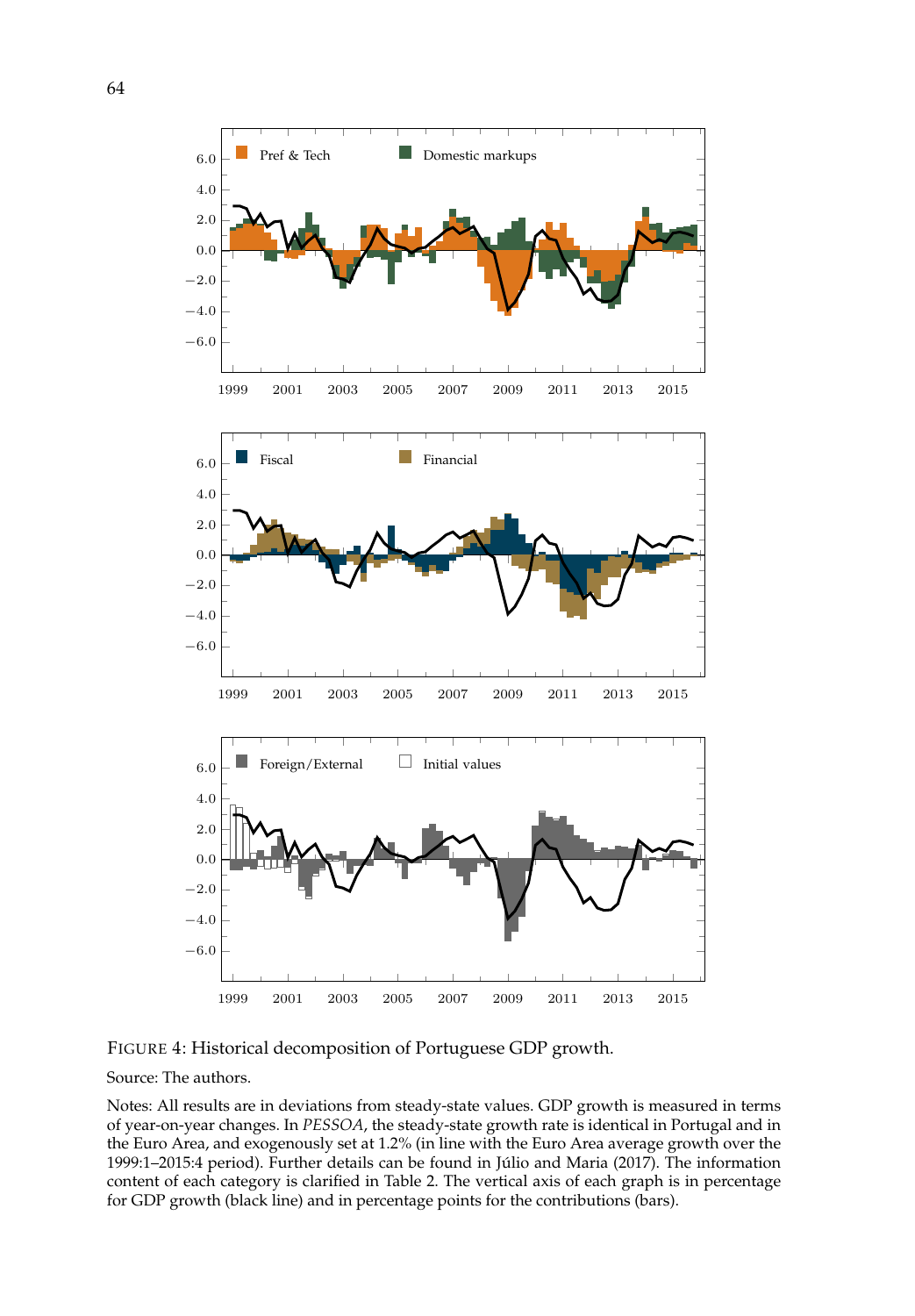FIGURE 4: Historical decomposition of Portuguese GDP growth.

Source: The authors.

Notes: All results are in deviations from steady-state values. GDP growth is measured in terms of year-on-year changes. In *PESSOA*, the steady-state growth rate is identical in Portugal and in the Euro Area, and exogenously set at 1.2% (in line with the Euro Area average growth over the 1999:1–2015:4 period). Further details can be found in Júlio and Maria (2017). The information content of each category is clarified in Table 2. The vertical axis of each graph is in percentage for GDP growth (black line) and in percentage points for the contributions (bars).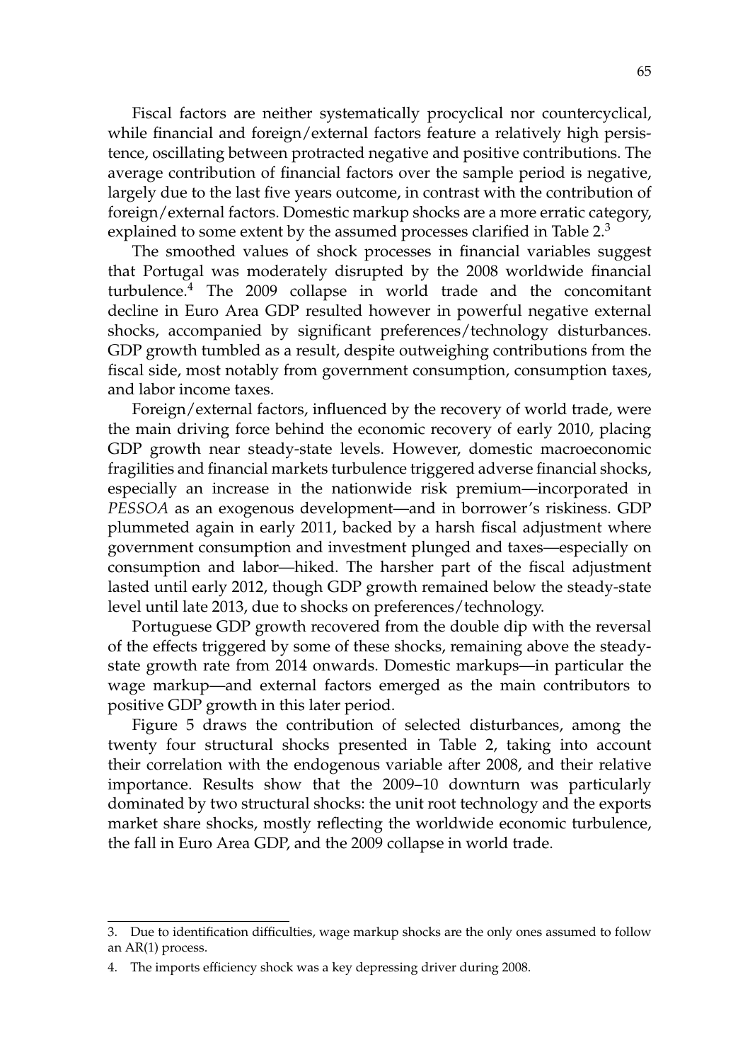Fiscal factors are neither systematically procyclical nor countercyclical, while financial and foreign/external factors feature a relatively high persistence, oscillating between protracted negative and positive contributions. The average contribution of financial factors over the sample period is negative, largely due to the last five years outcome, in contrast with the contribution of foreign/external factors. Domestic markup shocks are a more erratic category, explained to some extent by the assumed processes clarified in Table 2.[3]

The smoothed values of shock processes in financial variables suggest that Portugal was moderately disrupted by the 2008 worldwide financial turbulence.[4] The 2009 collapse in world trade and the concomitant decline in Euro Area GDP resulted however in powerful negative external shocks, accompanied by significant preferences/technology disturbances. GDP growth tumbled as a result, despite outweighing contributions from the fiscal side, most notably from government consumption, consumption taxes, and labor income taxes.

Foreign/external factors, influenced by the recovery of world trade, were the main driving force behind the economic recovery of early 2010, placing GDP growth near steady-state levels. However, domestic macroeconomic fragilities and financial markets turbulence triggered adverse financial shocks, especially an increase in the nationwide risk premium—incorporated in *PESSOA* as an exogenous development—and in borrower's riskiness. GDP plummeted again in early 2011, backed by a harsh fiscal adjustment where government consumption and investment plunged and taxes—especially on consumption and labor—hiked. The harsher part of the fiscal adjustment lasted until early 2012, though GDP growth remained below the steady-state level until late 2013, due to shocks on preferences/technology.

Portuguese GDP growth recovered from the double dip with the reversal of the effects triggered by some of these shocks, remaining above the steady-state growth rate from 2014 onwards. Domestic markups—in particular the wage markup—and external factors emerged as the main contributors to positive GDP growth in this later period.

Figure 5 draws the contribution of selected disturbances, among the twenty four structural shocks presented in Table 2, taking into account their correlation with the endogenous variable after 2008, and their relative importance. Results show that the 2009–10 downturn was particularly dominated by two structural shocks: the unit root technology and the exports market share shocks, mostly reflecting the worldwide economic turbulence, the fall in Euro Area GDP, and the 2009 collapse in world trade.

---

3. Due to identification difficulties, wage markup shocks are the only ones assumed to follow an AR(1) process.

4. The imports efficiency shock was a key depressing driver during 2008.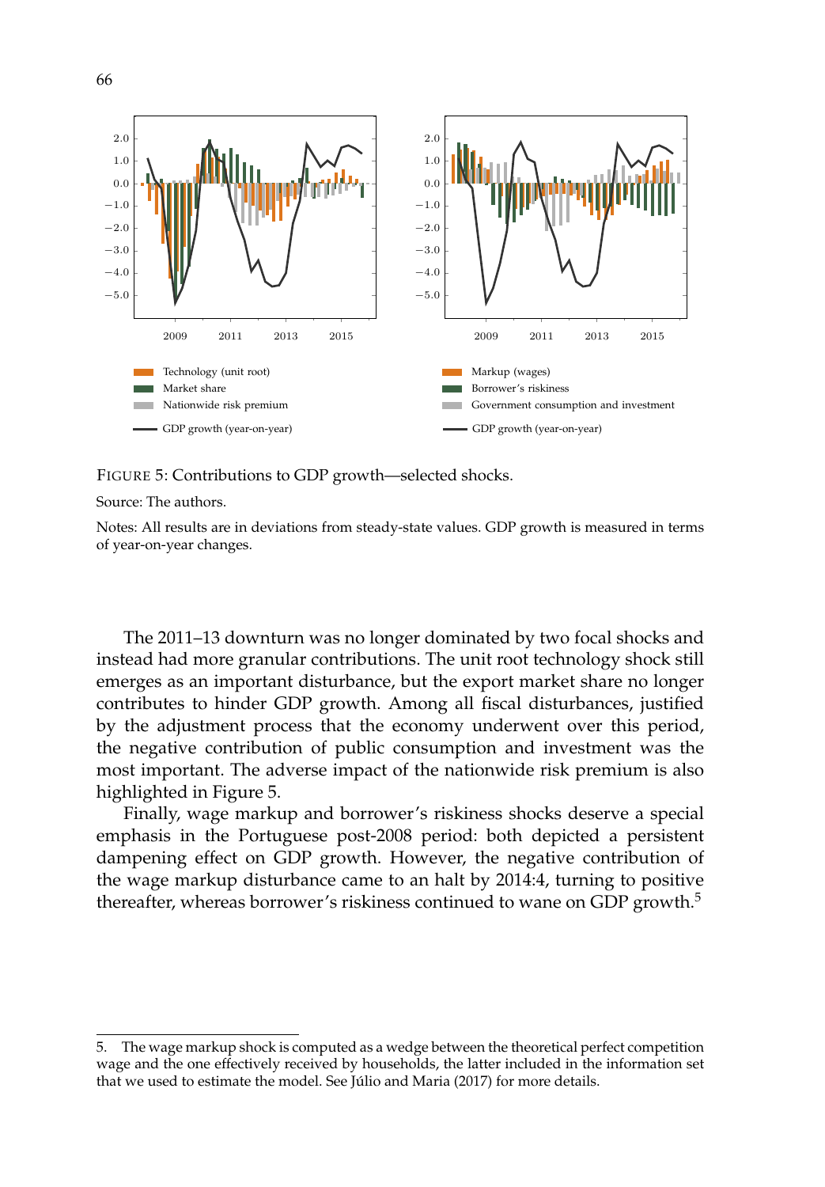FIGURE 5: Contributions to GDP growth—selected shocks.

Source: The authors.

Notes: All results are in deviations from steady-state values. GDP growth is measured in terms of year-on-year changes.

The 2011–13 downturn was no longer dominated by two focal shocks and instead had more granular contributions. The unit root technology shock still emerges as an important disturbance, but the export market share no longer contributes to hinder GDP growth. Among all fiscal disturbances, justified by the adjustment process that the economy underwent over this period, the negative contribution of public consumption and investment was the most important. The adverse impact of the nationwide risk premium is also highlighted in Figure 5.

Finally, wage markup and borrower's riskiness shocks deserve a special emphasis in the Portuguese post-2008 period: both depicted a persistent dampening effect on GDP growth. However, the negative contribution of the wage markup disturbance came to an halt by 2014:4, turning to positive thereafter, whereas borrower's riskiness continued to wane on GDP growth.[5]

5. The wage markup shock is computed as a wedge between the theoretical perfect competition wage and the one effectively received by households, the latter included in the information set that we used to estimate the model. See Júlio and Maria (2017) for more details.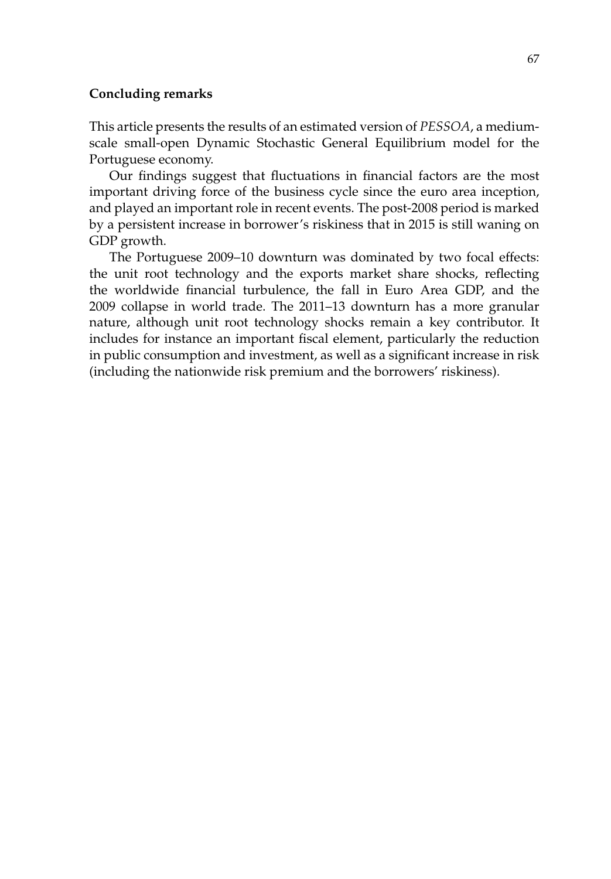## Concluding remarks

This article presents the results of an estimated version of *PESSOA*, a medium-scale small-open Dynamic Stochastic General Equilibrium model for the Portuguese economy.

Our findings suggest that fluctuations in financial factors are the most important driving force of the business cycle since the euro area inception, and played an important role in recent events. The post-2008 period is marked by a persistent increase in borrower's riskiness that in 2015 is still waning on GDP growth.

The Portuguese 2009–10 downturn was dominated by two focal effects: the unit root technology and the exports market share shocks, reflecting the worldwide financial turbulence, the fall in Euro Area GDP, and the 2009 collapse in world trade. The 2011–13 downturn has a more granular nature, although unit root technology shocks remain a key contributor. It includes for instance an important fiscal element, particularly the reduction in public consumption and investment, as well as a significant increase in risk (including the nationwide risk premium and the borrowers' riskiness).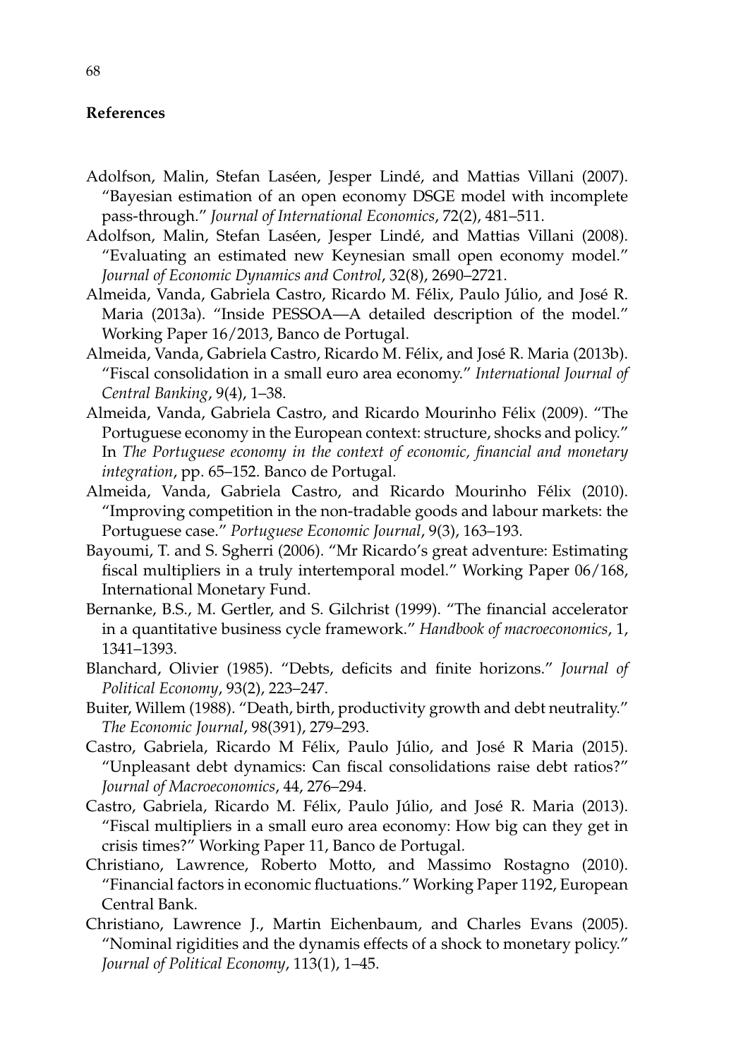## References

Adolfson, Malin, Stefan Laséen, Jesper Lindé, and Mattias Villani (2007). "Bayesian estimation of an open economy DSGE model with incomplete pass-through." *Journal of International Economics*, 72(2), 481–511.

Adolfson, Malin, Stefan Laséen, Jesper Lindé, and Mattias Villani (2008). "Evaluating an estimated new Keynesian small open economy model." *Journal of Economic Dynamics and Control*, 32(8), 2690–2721.

Almeida, Vanda, Gabriela Castro, Ricardo M. Félix, Paulo Júlio, and José R. Maria (2013a). "Inside PESSOA—A detailed description of the model." Working Paper 16/2013, Banco de Portugal.

Almeida, Vanda, Gabriela Castro, Ricardo M. Félix, and José R. Maria (2013b). "Fiscal consolidation in a small euro area economy." *International Journal of Central Banking*, 9(4), 1–38.

Almeida, Vanda, Gabriela Castro, and Ricardo Mourinho Félix (2009). "The Portuguese economy in the European context: structure, shocks and policy." In *The Portuguese economy in the context of economic, financial and monetary integration*, pp. 65–152. Banco de Portugal.

Almeida, Vanda, Gabriela Castro, and Ricardo Mourinho Félix (2010). "Improving competition in the non-tradable goods and labour markets: the Portuguese case." *Portuguese Economic Journal*, 9(3), 163–193.

Bayoumi, T. and S. Sgherri (2006). "Mr Ricardo's great adventure: Estimating fiscal multipliers in a truly intertemporal model." Working Paper 06/168, International Monetary Fund.

Bernanke, B.S., M. Gertler, and S. Gilchrist (1999). "The financial accelerator in a quantitative business cycle framework." *Handbook of macroeconomics*, 1, 1341–1393.

Blanchard, Olivier (1985). "Debts, deficits and finite horizons." *Journal of Political Economy*, 93(2), 223–247.

Buiter, Willem (1988). "Death, birth, productivity growth and debt neutrality." *The Economic Journal*, 98(391), 279–293.

Castro, Gabriela, Ricardo M Félix, Paulo Júlio, and José R Maria (2015). "Unpleasant debt dynamics: Can fiscal consolidations raise debt ratios?" *Journal of Macroeconomics*, 44, 276–294.

Castro, Gabriela, Ricardo M. Félix, Paulo Júlio, and José R. Maria (2013). "Fiscal multipliers in a small euro area economy: How big can they get in crisis times?" Working Paper 11, Banco de Portugal.

Christiano, Lawrence, Roberto Motto, and Massimo Rostagno (2010). "Financial factors in economic fluctuations." Working Paper 1192, European Central Bank.

Christiano, Lawrence J., Martin Eichenbaum, and Charles Evans (2005). "Nominal rigidities and the dynamis effects of a shock to monetary policy." *Journal of Political Economy*, 113(1), 1–45.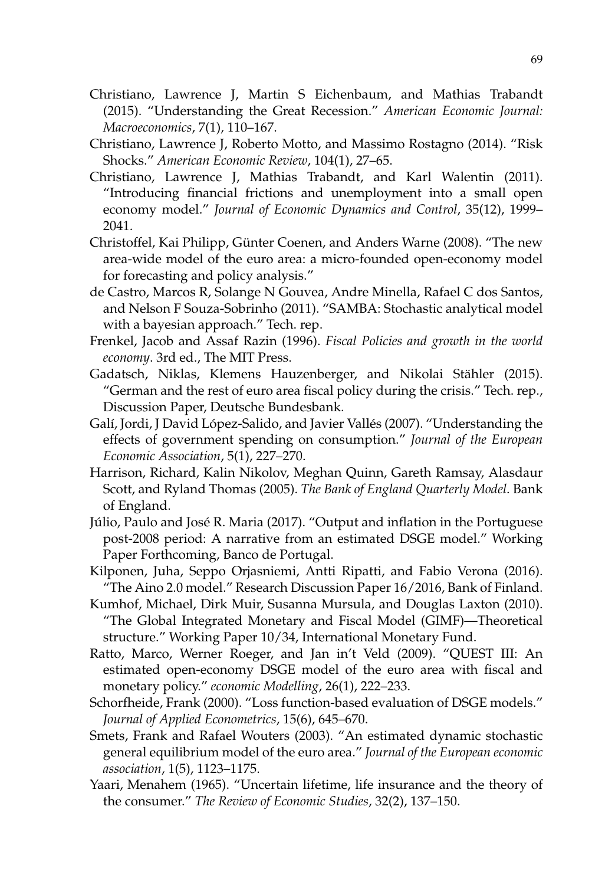Christiano, Lawrence J, Martin S Eichenbaum, and Mathias Trabandt (2015). "Understanding the Great Recession." *American Economic Journal: Macroeconomics*, 7(1), 110–167.

Christiano, Lawrence J, Roberto Motto, and Massimo Rostagno (2014). "Risk Shocks." *American Economic Review*, 104(1), 27–65.

Christiano, Lawrence J, Mathias Trabandt, and Karl Walentin (2011). "Introducing financial frictions and unemployment into a small open economy model." *Journal of Economic Dynamics and Control*, 35(12), 1999–2041.

Christoffel, Kai Philipp, Günter Coenen, and Anders Warne (2008). "The new area-wide model of the euro area: a micro-founded open-economy model for forecasting and policy analysis."

de Castro, Marcos R, Solange N Gouvea, Andre Minella, Rafael C dos Santos, and Nelson F Souza-Sobrinho (2011). "SAMBA: Stochastic analytical model with a bayesian approach." Tech. rep.

Frenkel, Jacob and Assaf Razin (1996). *Fiscal Policies and growth in the world economy*. 3rd ed., The MIT Press.

Gadatsch, Niklas, Klemens Hauzenberger, and Nikolai Stähler (2015). "German and the rest of euro area fiscal policy during the crisis." Tech. rep., Discussion Paper, Deutsche Bundesbank.

Galí, Jordi, J David López-Salido, and Javier Vallés (2007). "Understanding the effects of government spending on consumption." *Journal of the European Economic Association*, 5(1), 227–270.

Harrison, Richard, Kalin Nikolov, Meghan Quinn, Gareth Ramsay, Alasdaur Scott, and Ryland Thomas (2005). *The Bank of England Quarterly Model*. Bank of England.

Júlio, Paulo and José R. Maria (2017). "Output and inflation in the Portuguese post-2008 period: A narrative from an estimated DSGE model." Working Paper Forthcoming, Banco de Portugal.

Kilponen, Juha, Seppo Orjasniemi, Antti Ripatti, and Fabio Verona (2016). "The Aino 2.0 model." Research Discussion Paper 16/2016, Bank of Finland.

Kumhof, Michael, Dirk Muir, Susanna Mursula, and Douglas Laxton (2010). "The Global Integrated Monetary and Fiscal Model (GIMF)—Theoretical structure." Working Paper 10/34, International Monetary Fund.

Ratto, Marco, Werner Roeger, and Jan in't Veld (2009). "QUEST III: An estimated open-economy DSGE model of the euro area with fiscal and monetary policy." *economic Modelling*, 26(1), 222–233.

Schorfheide, Frank (2000). "Loss function-based evaluation of DSGE models." *Journal of Applied Econometrics*, 15(6), 645–670.

Smets, Frank and Rafael Wouters (2003). "An estimated dynamic stochastic general equilibrium model of the euro area." *Journal of the European economic association*, 1(5), 1123–1175.

Yaari, Menahem (1965). "Uncertain lifetime, life insurance and the theory of the consumer." *The Review of Economic Studies*, 32(2), 137–150.